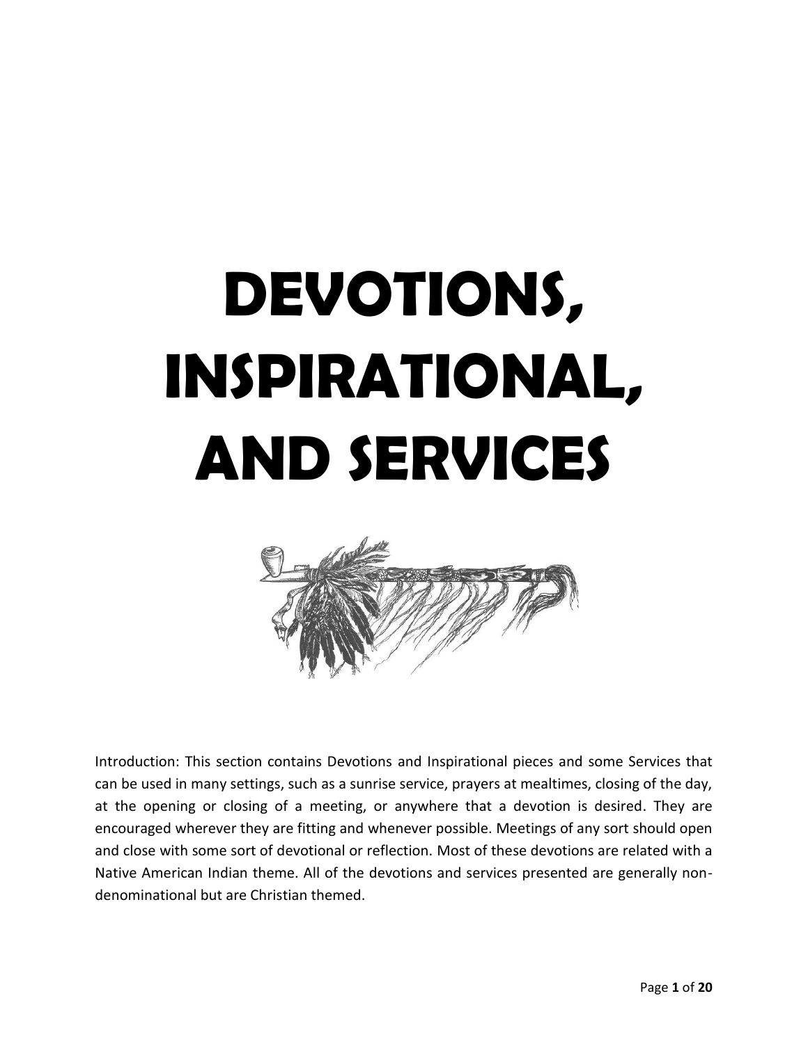# DEVOTIONS, INSPIRATIONAL, AND SERVICES

Introduction: This section contains Devotions and Inspirational pieces and some Services that can be used in many settings, such as a sunrise service, prayers at mealtimes, closing of the day, at the opening or closing of a meeting, or anywhere that a devotion is desired. They are encouraged wherever they are fitting and whenever possible. Meetings of any sort should open and close with some sort of devotional or reflection. Most of these devotions are related with a Native American Indian theme. All of the devotions and services presented are generally non-denominational but are Christian themed.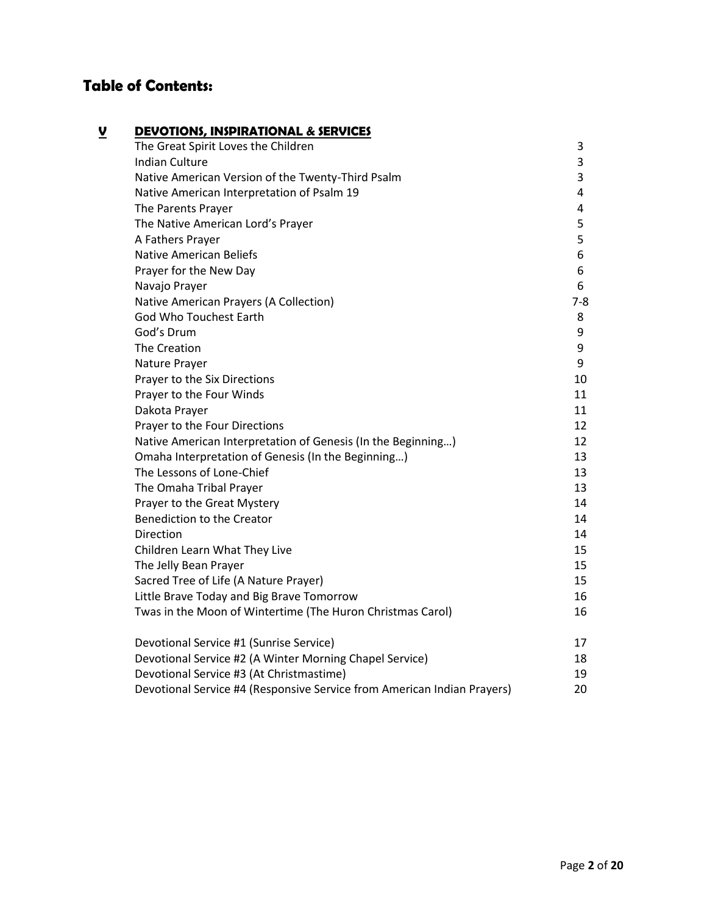# Table of Contents:

## V DEVOTIONS, INSPIRATIONAL & SERVICES

| | |
|---|---|
| The Great Spirit Loves the Children | 3 |
| Indian Culture | 3 |
| Native American Version of the Twenty-Third Psalm | 3 |
| Native American Interpretation of Psalm 19 | 4 |
| The Parents Prayer | 4 |
| The Native American Lord's Prayer | 5 |
| A Fathers Prayer | 5 |
| Native American Beliefs | 6 |
| Prayer for the New Day | 6 |
| Navajo Prayer | 6 |
| Native American Prayers (A Collection) | 7-8 |
| God Who Touchest Earth | 8 |
| God's Drum | 9 |
| The Creation | 9 |
| Nature Prayer | 9 |
| Prayer to the Six Directions | 10 |
| Prayer to the Four Winds | 11 |
| Dakota Prayer | 11 |
| Prayer to the Four Directions | 12 |
| Native American Interpretation of Genesis (In the Beginning…) | 12 |
| Omaha Interpretation of Genesis (In the Beginning…) | 13 |
| The Lessons of Lone-Chief | 13 |
| The Omaha Tribal Prayer | 13 |
| Prayer to the Great Mystery | 14 |
| Benediction to the Creator | 14 |
| Direction | 14 |
| Children Learn What They Live | 15 |
| The Jelly Bean Prayer | 15 |
| Sacred Tree of Life (A Nature Prayer) | 15 |
| Little Brave Today and Big Brave Tomorrow | 16 |
| Twas in the Moon of Wintertime (The Huron Christmas Carol) | 16 |
| | |
| Devotional Service #1 (Sunrise Service) | 17 |
| Devotional Service #2 (A Winter Morning Chapel Service) | 18 |
| Devotional Service #3 (At Christmastime) | 19 |
| Devotional Service #4 (Responsive Service from American Indian Prayers) | 20 |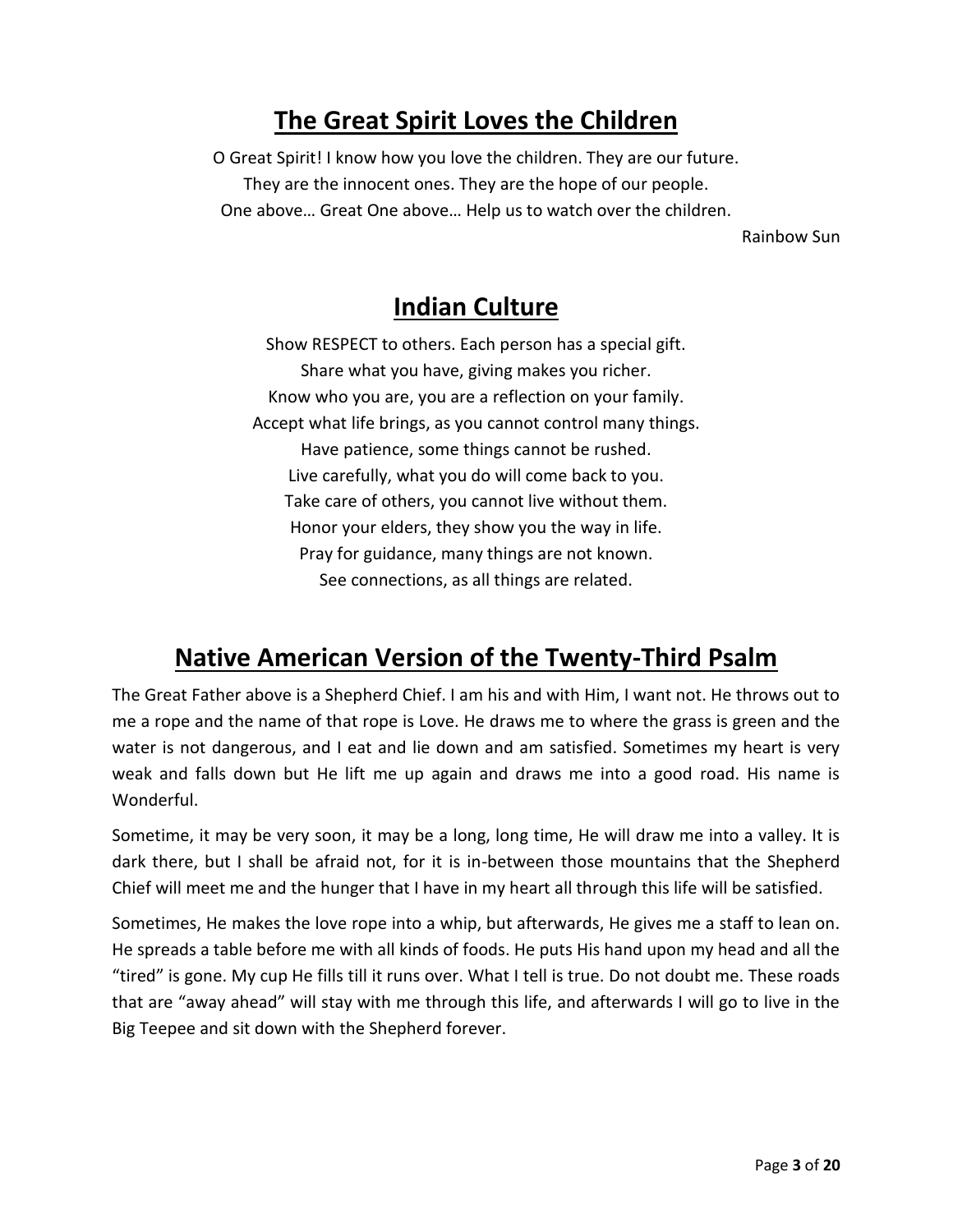## The Great Spirit Loves the Children

O Great Spirit! I know how you love the children. They are our future.
They are the innocent ones. They are the hope of our people.
One above… Great One above… Help us to watch over the children.

Rainbow Sun

## Indian Culture

Show RESPECT to others. Each person has a special gift.
Share what you have, giving makes you richer.
Know who you are, you are a reflection on your family.
Accept what life brings, as you cannot control many things.
Have patience, some things cannot be rushed.
Live carefully, what you do will come back to you.
Take care of others, you cannot live without them.
Honor your elders, they show you the way in life.
Pray for guidance, many things are not known.
See connections, as all things are related.

## Native American Version of the Twenty-Third Psalm

The Great Father above is a Shepherd Chief. I am his and with Him, I want not. He throws out to me a rope and the name of that rope is Love. He draws me to where the grass is green and the water is not dangerous, and I eat and lie down and am satisfied. Sometimes my heart is very weak and falls down but He lift me up again and draws me into a good road. His name is Wonderful.

Sometime, it may be very soon, it may be a long, long time, He will draw me into a valley. It is dark there, but I shall be afraid not, for it is in-between those mountains that the Shepherd Chief will meet me and the hunger that I have in my heart all through this life will be satisfied.

Sometimes, He makes the love rope into a whip, but afterwards, He gives me a staff to lean on. He spreads a table before me with all kinds of foods. He puts His hand upon my head and all the "tired" is gone. My cup He fills till it runs over. What I tell is true. Do not doubt me. These roads that are "away ahead" will stay with me through this life, and afterwards I will go to live in the Big Teepee and sit down with the Shepherd forever.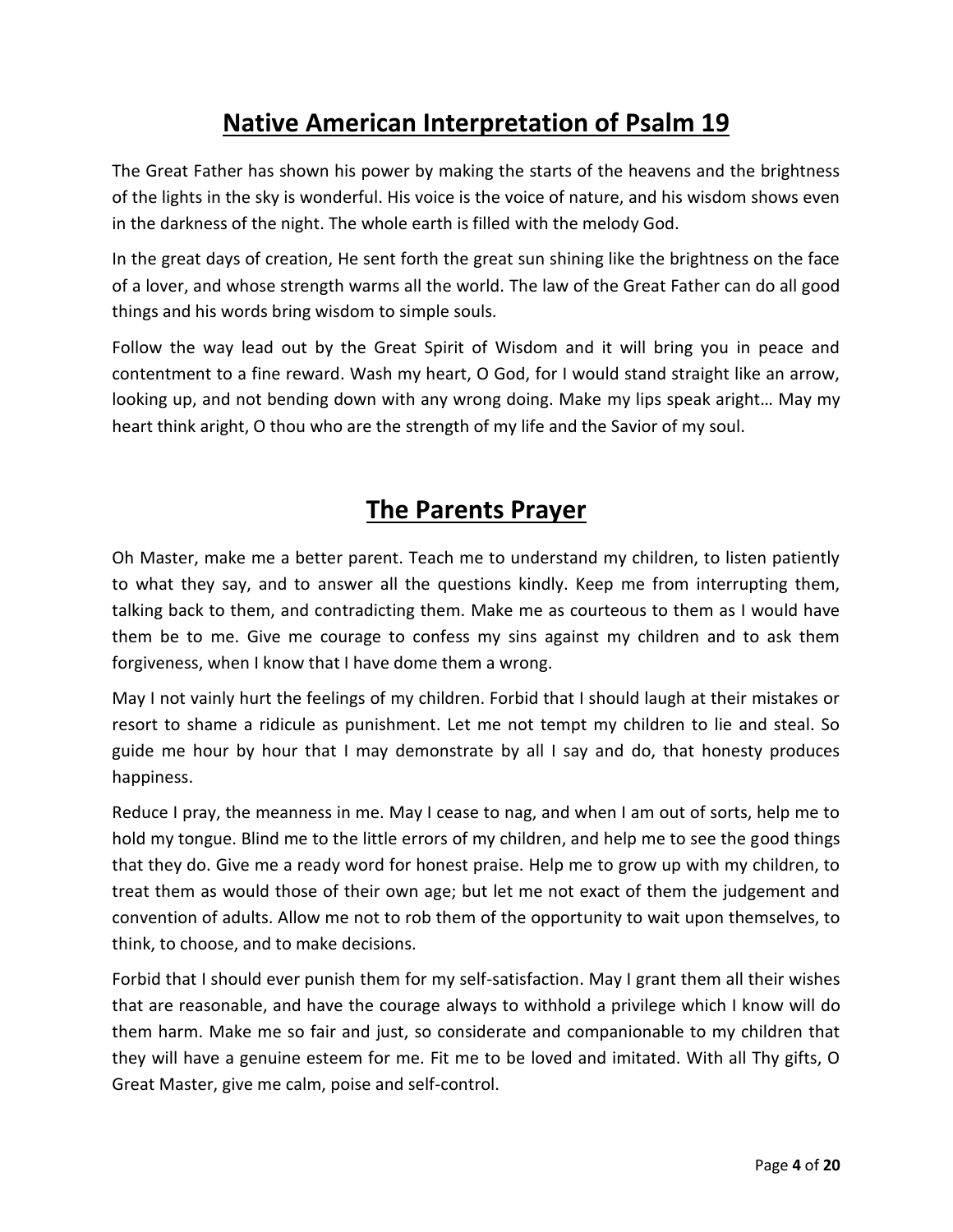## Native American Interpretation of Psalm 19

The Great Father has shown his power by making the starts of the heavens and the brightness of the lights in the sky is wonderful. His voice is the voice of nature, and his wisdom shows even in the darkness of the night. The whole earth is filled with the melody God.

In the great days of creation, He sent forth the great sun shining like the brightness on the face of a lover, and whose strength warms all the world. The law of the Great Father can do all good things and his words bring wisdom to simple souls.

Follow the way lead out by the Great Spirit of Wisdom and it will bring you in peace and contentment to a fine reward. Wash my heart, O God, for I would stand straight like an arrow, looking up, and not bending down with any wrong doing. Make my lips speak aright… May my heart think aright, O thou who are the strength of my life and the Savior of my soul.

## The Parents Prayer

Oh Master, make me a better parent. Teach me to understand my children, to listen patiently to what they say, and to answer all the questions kindly. Keep me from interrupting them, talking back to them, and contradicting them. Make me as courteous to them as I would have them be to me. Give me courage to confess my sins against my children and to ask them forgiveness, when I know that I have dome them a wrong.

May I not vainly hurt the feelings of my children. Forbid that I should laugh at their mistakes or resort to shame a ridicule as punishment. Let me not tempt my children to lie and steal. So guide me hour by hour that I may demonstrate by all I say and do, that honesty produces happiness.

Reduce I pray, the meanness in me. May I cease to nag, and when I am out of sorts, help me to hold my tongue. Blind me to the little errors of my children, and help me to see the good things that they do. Give me a ready word for honest praise. Help me to grow up with my children, to treat them as would those of their own age; but let me not exact of them the judgement and convention of adults. Allow me not to rob them of the opportunity to wait upon themselves, to think, to choose, and to make decisions.

Forbid that I should ever punish them for my self-satisfaction. May I grant them all their wishes that are reasonable, and have the courage always to withhold a privilege which I know will do them harm. Make me so fair and just, so considerate and companionable to my children that they will have a genuine esteem for me. Fit me to be loved and imitated. With all Thy gifts, O Great Master, give me calm, poise and self-control.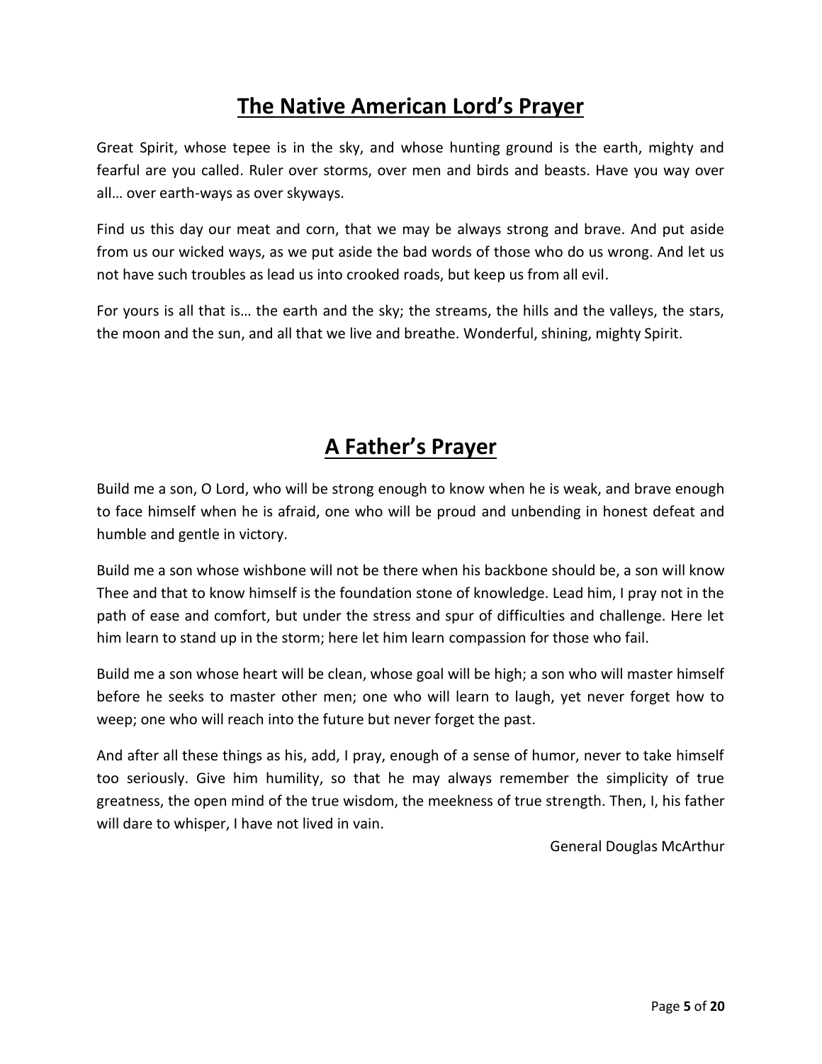## **The Native American Lord's Prayer**

Great Spirit, whose tepee is in the sky, and whose hunting ground is the earth, mighty and fearful are you called. Ruler over storms, over men and birds and beasts. Have you way over all… over earth-ways as over skyways.

Find us this day our meat and corn, that we may be always strong and brave. And put aside from us our wicked ways, as we put aside the bad words of those who do us wrong. And let us not have such troubles as lead us into crooked roads, but keep us from all evil.

For yours is all that is… the earth and the sky; the streams, the hills and the valleys, the stars, the moon and the sun, and all that we live and breathe. Wonderful, shining, mighty Spirit.

## **A Father's Prayer**

Build me a son, O Lord, who will be strong enough to know when he is weak, and brave enough to face himself when he is afraid, one who will be proud and unbending in honest defeat and humble and gentle in victory.

Build me a son whose wishbone will not be there when his backbone should be, a son will know Thee and that to know himself is the foundation stone of knowledge. Lead him, I pray not in the path of ease and comfort, but under the stress and spur of difficulties and challenge. Here let him learn to stand up in the storm; here let him learn compassion for those who fail.

Build me a son whose heart will be clean, whose goal will be high; a son who will master himself before he seeks to master other men; one who will learn to laugh, yet never forget how to weep; one who will reach into the future but never forget the past.

And after all these things as his, add, I pray, enough of a sense of humor, never to take himself too seriously. Give him humility, so that he may always remember the simplicity of true greatness, the open mind of the true wisdom, the meekness of true strength. Then, I, his father will dare to whisper, I have not lived in vain.

General Douglas McArthur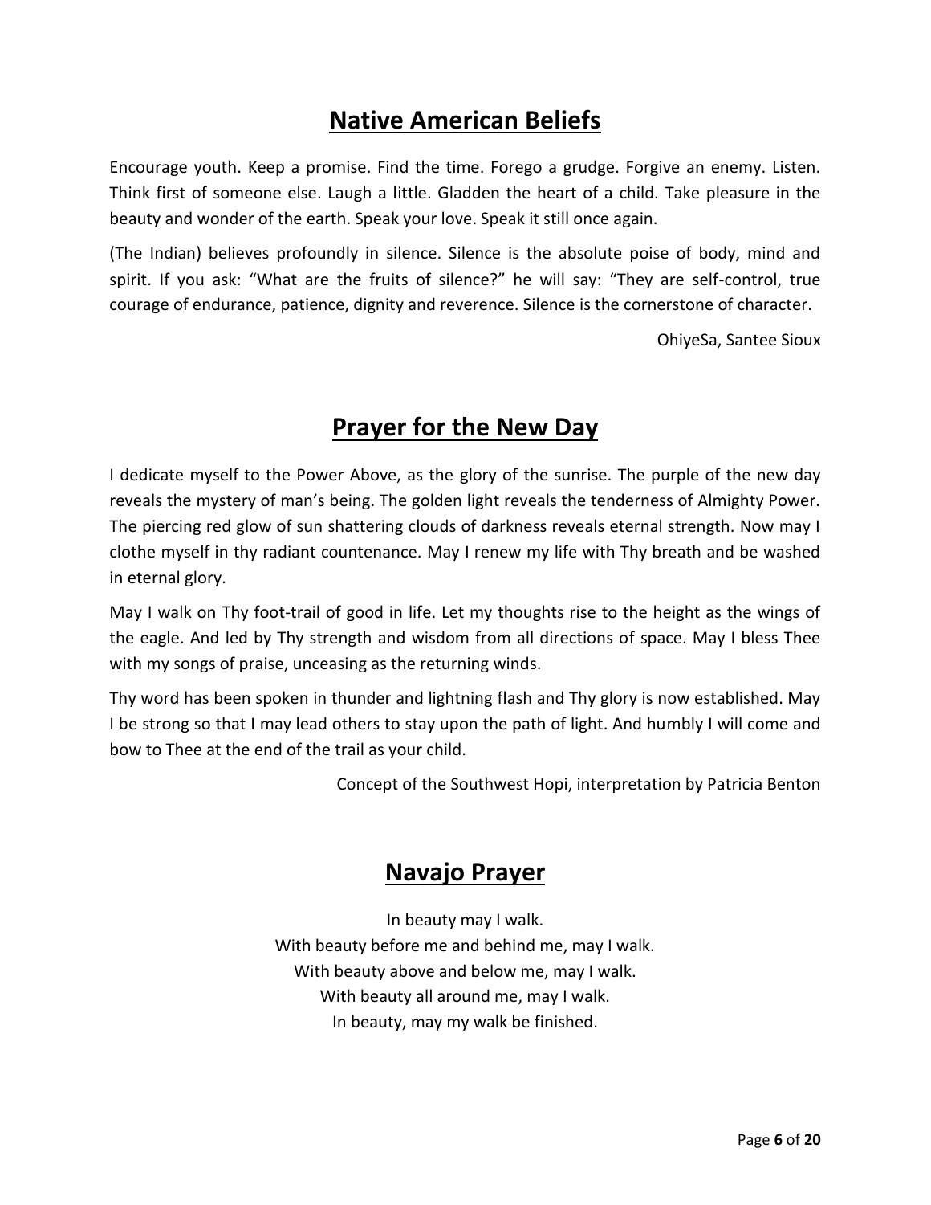## Native American Beliefs

Encourage youth. Keep a promise. Find the time. Forego a grudge. Forgive an enemy. Listen. Think first of someone else. Laugh a little. Gladden the heart of a child. Take pleasure in the beauty and wonder of the earth. Speak your love. Speak it still once again.

(The Indian) believes profoundly in silence. Silence is the absolute poise of body, mind and spirit. If you ask: "What are the fruits of silence?" he will say: "They are self-control, true courage of endurance, patience, dignity and reverence. Silence is the cornerstone of character.

OhiyeSa, Santee Sioux

## Prayer for the New Day

I dedicate myself to the Power Above, as the glory of the sunrise. The purple of the new day reveals the mystery of man's being. The golden light reveals the tenderness of Almighty Power. The piercing red glow of sun shattering clouds of darkness reveals eternal strength. Now may I clothe myself in thy radiant countenance. May I renew my life with Thy breath and be washed in eternal glory.

May I walk on Thy foot-trail of good in life. Let my thoughts rise to the height as the wings of the eagle. And led by Thy strength and wisdom from all directions of space. May I bless Thee with my songs of praise, unceasing as the returning winds.

Thy word has been spoken in thunder and lightning flash and Thy glory is now established. May I be strong so that I may lead others to stay upon the path of light. And humbly I will come and bow to Thee at the end of the trail as your child.

Concept of the Southwest Hopi, interpretation by Patricia Benton

## Navajo Prayer

In beauty may I walk.  
With beauty before me and behind me, may I walk.  
With beauty above and below me, may I walk.  
With beauty all around me, may I walk.  
In beauty, may my walk be finished.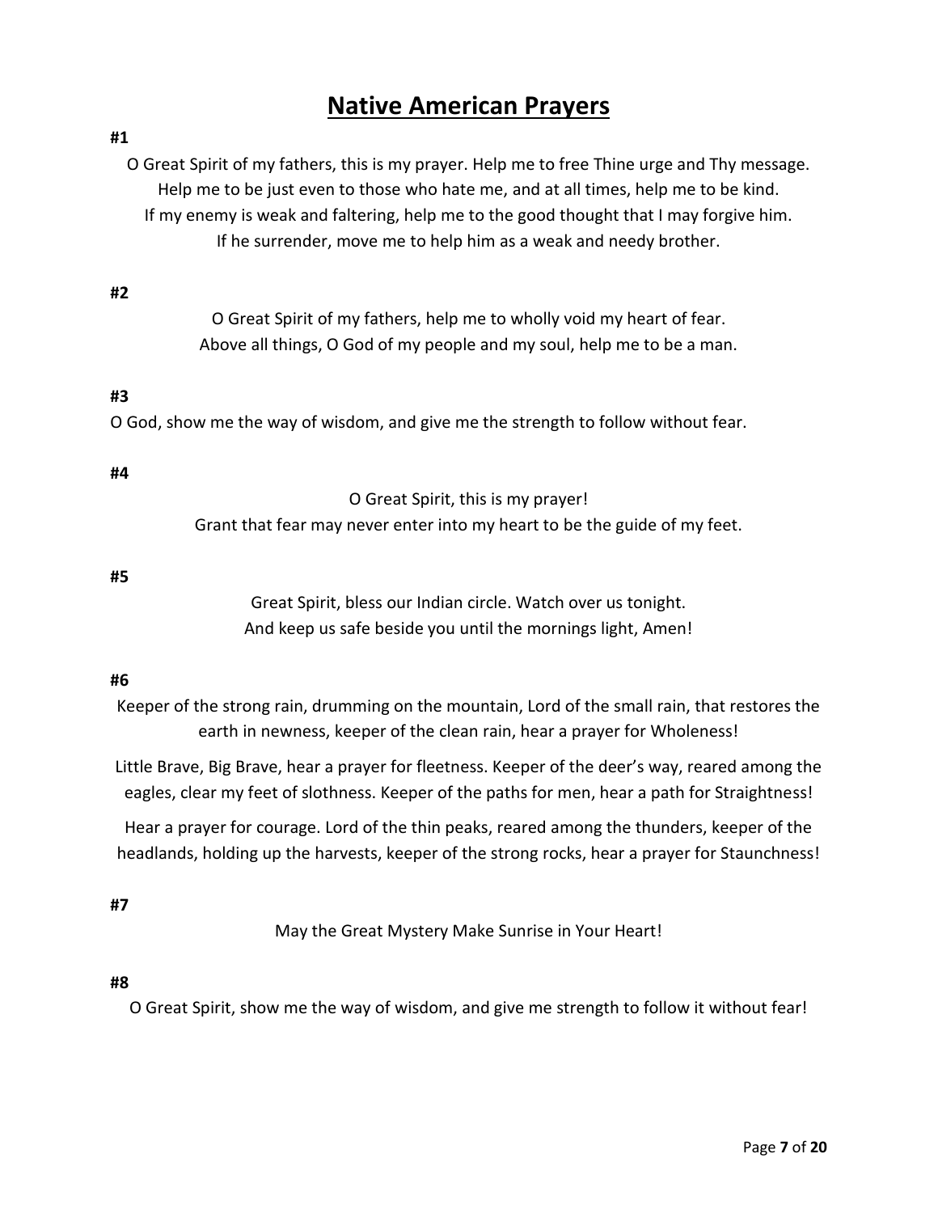# Native American Prayers

**#1**

O Great Spirit of my fathers, this is my prayer. Help me to free Thine urge and Thy message.
Help me to be just even to those who hate me, and at all times, help me to be kind.
If my enemy is weak and faltering, help me to the good thought that I may forgive him.
If he surrender, move me to help him as a weak and needy brother.

**#2**

O Great Spirit of my fathers, help me to wholly void my heart of fear.
Above all things, O God of my people and my soul, help me to be a man.

**#3**

O God, show me the way of wisdom, and give me the strength to follow without fear.

**#4**

O Great Spirit, this is my prayer!
Grant that fear may never enter into my heart to be the guide of my feet.

**#5**

Great Spirit, bless our Indian circle. Watch over us tonight.
And keep us safe beside you until the mornings light, Amen!

**#6**

Keeper of the strong rain, drumming on the mountain, Lord of the small rain, that restores the earth in newness, keeper of the clean rain, hear a prayer for Wholeness!

Little Brave, Big Brave, hear a prayer for fleetness. Keeper of the deer's way, reared among the eagles, clear my feet of slothness. Keeper of the paths for men, hear a path for Straightness!

Hear a prayer for courage. Lord of the thin peaks, reared among the thunders, keeper of the headlands, holding up the harvests, keeper of the strong rocks, hear a prayer for Staunchness!

**#7**

May the Great Mystery Make Sunrise in Your Heart!

**#8**

O Great Spirit, show me the way of wisdom, and give me strength to follow it without fear!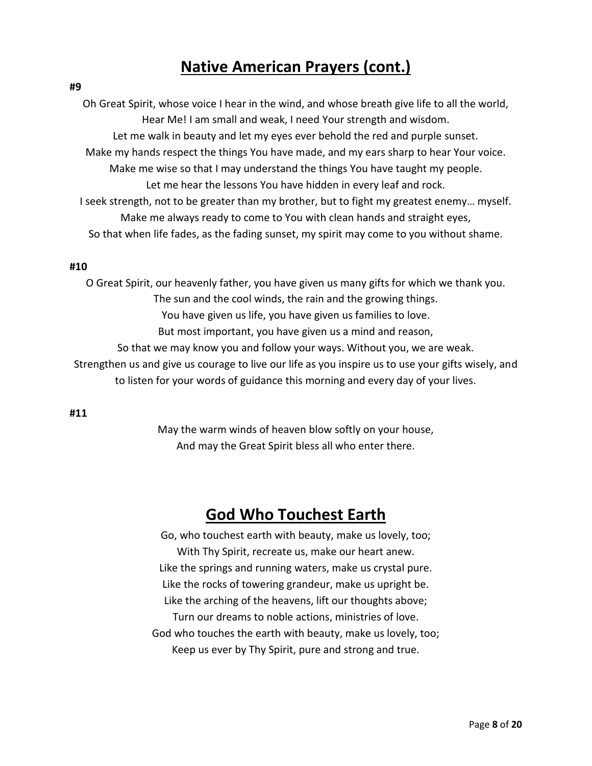# Native American Prayers (cont.)

**#9**

Oh Great Spirit, whose voice I hear in the wind, and whose breath give life to all the world,
Hear Me! I am small and weak, I need Your strength and wisdom.
Let me walk in beauty and let my eyes ever behold the red and purple sunset.
Make my hands respect the things You have made, and my ears sharp to hear Your voice.
Make me wise so that I may understand the things You have taught my people.
Let me hear the lessons You have hidden in every leaf and rock.
I seek strength, not to be greater than my brother, but to fight my greatest enemy… myself.
Make me always ready to come to You with clean hands and straight eyes,
So that when life fades, as the fading sunset, my spirit may come to you without shame.

**#10**

O Great Spirit, our heavenly father, you have given us many gifts for which we thank you.
The sun and the cool winds, the rain and the growing things.
You have given us life, you have given us families to love.
But most important, you have given us a mind and reason,
So that we may know you and follow your ways. Without you, we are weak.
Strengthen us and give us courage to live our life as you inspire us to use your gifts wisely, and to listen for your words of guidance this morning and every day of your lives.

**#11**

May the warm winds of heaven blow softly on your house,
And may the Great Spirit bless all who enter there.

# God Who Touchest Earth

Go, who touchest earth with beauty, make us lovely, too;
With Thy Spirit, recreate us, make our heart anew.
Like the springs and running waters, make us crystal pure.
Like the rocks of towering grandeur, make us upright be.
Like the arching of the heavens, lift our thoughts above;
Turn our dreams to noble actions, ministries of love.
God who touches the earth with beauty, make us lovely, too;
Keep us ever by Thy Spirit, pure and strong and true.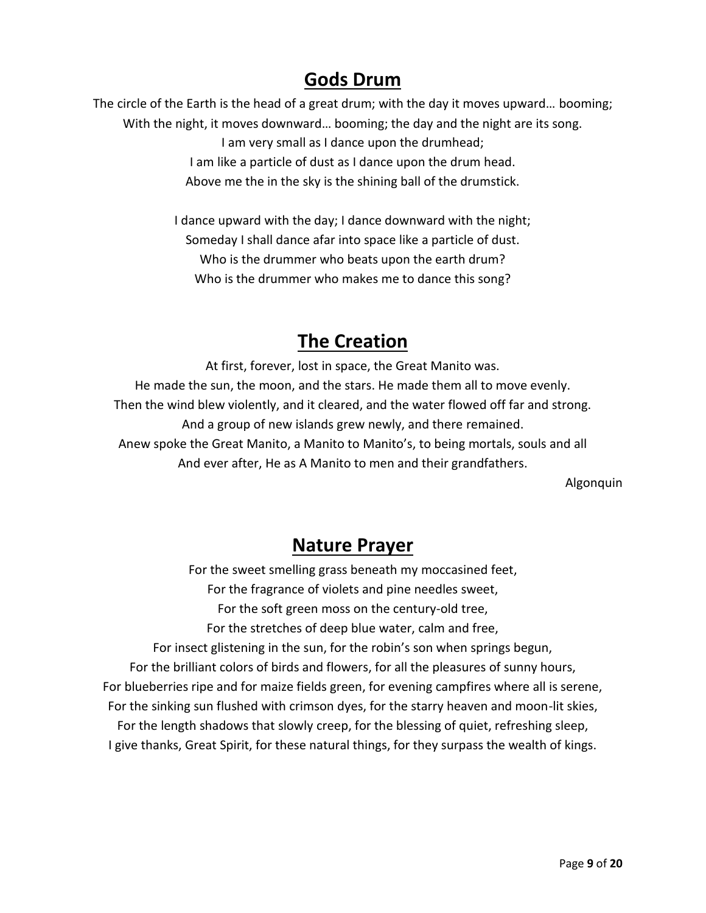## Gods Drum

The circle of the Earth is the head of a great drum; with the day it moves upward… booming;
With the night, it moves downward… booming; the day and the night are its song.
I am very small as I dance upon the drumhead;
I am like a particle of dust as I dance upon the drum head.
Above me the in the sky is the shining ball of the drumstick.

I dance upward with the day; I dance downward with the night;
Someday I shall dance afar into space like a particle of dust.
Who is the drummer who beats upon the earth drum?
Who is the drummer who makes me to dance this song?

## The Creation

At first, forever, lost in space, the Great Manito was.
He made the sun, the moon, and the stars. He made them all to move evenly.
Then the wind blew violently, and it cleared, and the water flowed off far and strong.
And a group of new islands grew newly, and there remained.
Anew spoke the Great Manito, a Manito to Manito's, to being mortals, souls and all
And ever after, He as A Manito to men and their grandfathers.

Algonquin

## Nature Prayer

For the sweet smelling grass beneath my moccasined feet,
For the fragrance of violets and pine needles sweet,
For the soft green moss on the century-old tree,
For the stretches of deep blue water, calm and free,
For insect glistening in the sun, for the robin's son when springs begun,
For the brilliant colors of birds and flowers, for all the pleasures of sunny hours,
For blueberries ripe and for maize fields green, for evening campfires where all is serene,
For the sinking sun flushed with crimson dyes, for the starry heaven and moon-lit skies,
For the length shadows that slowly creep, for the blessing of quiet, refreshing sleep,
I give thanks, Great Spirit, for these natural things, for they surpass the wealth of kings.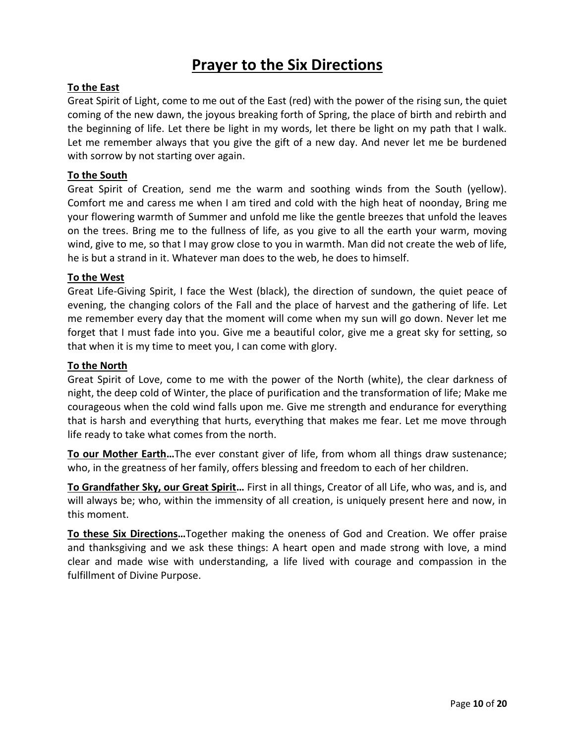# Prayer to the Six Directions

**To the East**

Great Spirit of Light, come to me out of the East (red) with the power of the rising sun, the quiet coming of the new dawn, the joyous breaking forth of Spring, the place of birth and rebirth and the beginning of life. Let there be light in my words, let there be light on my path that I walk. Let me remember always that you give the gift of a new day. And never let me be burdened with sorrow by not starting over again.

**To the South**

Great Spirit of Creation, send me the warm and soothing winds from the South (yellow). Comfort me and caress me when I am tired and cold with the high heat of noonday, Bring me your flowering warmth of Summer and unfold me like the gentle breezes that unfold the leaves on the trees. Bring me to the fullness of life, as you give to all the earth your warm, moving wind, give to me, so that I may grow close to you in warmth. Man did not create the web of life, he is but a strand in it. Whatever man does to the web, he does to himself.

**To the West**

Great Life-Giving Spirit, I face the West (black), the direction of sundown, the quiet peace of evening, the changing colors of the Fall and the place of harvest and the gathering of life. Let me remember every day that the moment will come when my sun will go down. Never let me forget that I must fade into you. Give me a beautiful color, give me a great sky for setting, so that when it is my time to meet you, I can come with glory.

**To the North**

Great Spirit of Love, come to me with the power of the North (white), the clear darkness of night, the deep cold of Winter, the place of purification and the transformation of life; Make me courageous when the cold wind falls upon me. Give me strength and endurance for everything that is harsh and everything that hurts, everything that makes me fear. Let me move through life ready to take what comes from the north.

**To our Mother Earth…**The ever constant giver of life, from whom all things draw sustenance; who, in the greatness of her family, offers blessing and freedom to each of her children.

**To Grandfather Sky, our Great Spirit…** First in all things, Creator of all Life, who was, and is, and will always be; who, within the immensity of all creation, is uniquely present here and now, in this moment.

**To these Six Directions…**Together making the oneness of God and Creation. We offer praise and thanksgiving and we ask these things: A heart open and made strong with love, a mind clear and made wise with understanding, a life lived with courage and compassion in the fulfillment of Divine Purpose.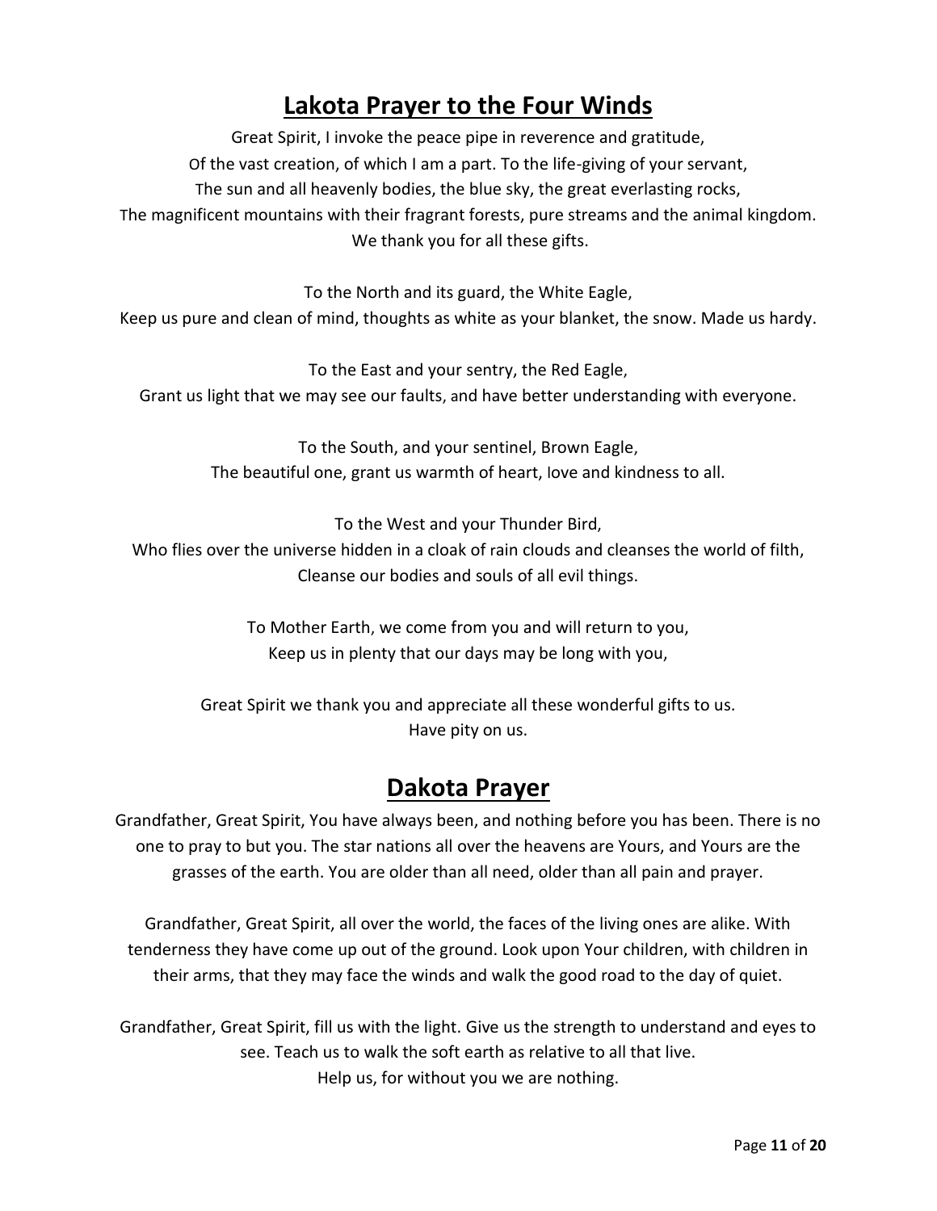## Lakota Prayer to the Four Winds

Great Spirit, I invoke the peace pipe in reverence and gratitude,
Of the vast creation, of which I am a part. To the life-giving of your servant,
The sun and all heavenly bodies, the blue sky, the great everlasting rocks,
The magnificent mountains with their fragrant forests, pure streams and the animal kingdom.
We thank you for all these gifts.

To the North and its guard, the White Eagle,
Keep us pure and clean of mind, thoughts as white as your blanket, the snow. Made us hardy.

To the East and your sentry, the Red Eagle,
Grant us light that we may see our faults, and have better understanding with everyone.

To the South, and your sentinel, Brown Eagle,
The beautiful one, grant us warmth of heart, love and kindness to all.

To the West and your Thunder Bird,
Who flies over the universe hidden in a cloak of rain clouds and cleanses the world of filth,
Cleanse our bodies and souls of all evil things.

To Mother Earth, we come from you and will return to you,
Keep us in plenty that our days may be long with you,

Great Spirit we thank you and appreciate all these wonderful gifts to us.
Have pity on us.

## Dakota Prayer

Grandfather, Great Spirit, You have always been, and nothing before you has been. There is no one to pray to but you. The star nations all over the heavens are Yours, and Yours are the grasses of the earth. You are older than all need, older than all pain and prayer.

Grandfather, Great Spirit, all over the world, the faces of the living ones are alike. With tenderness they have come up out of the ground. Look upon Your children, with children in their arms, that they may face the winds and walk the good road to the day of quiet.

Grandfather, Great Spirit, fill us with the light. Give us the strength to understand and eyes to see. Teach us to walk the soft earth as relative to all that live.
Help us, for without you we are nothing.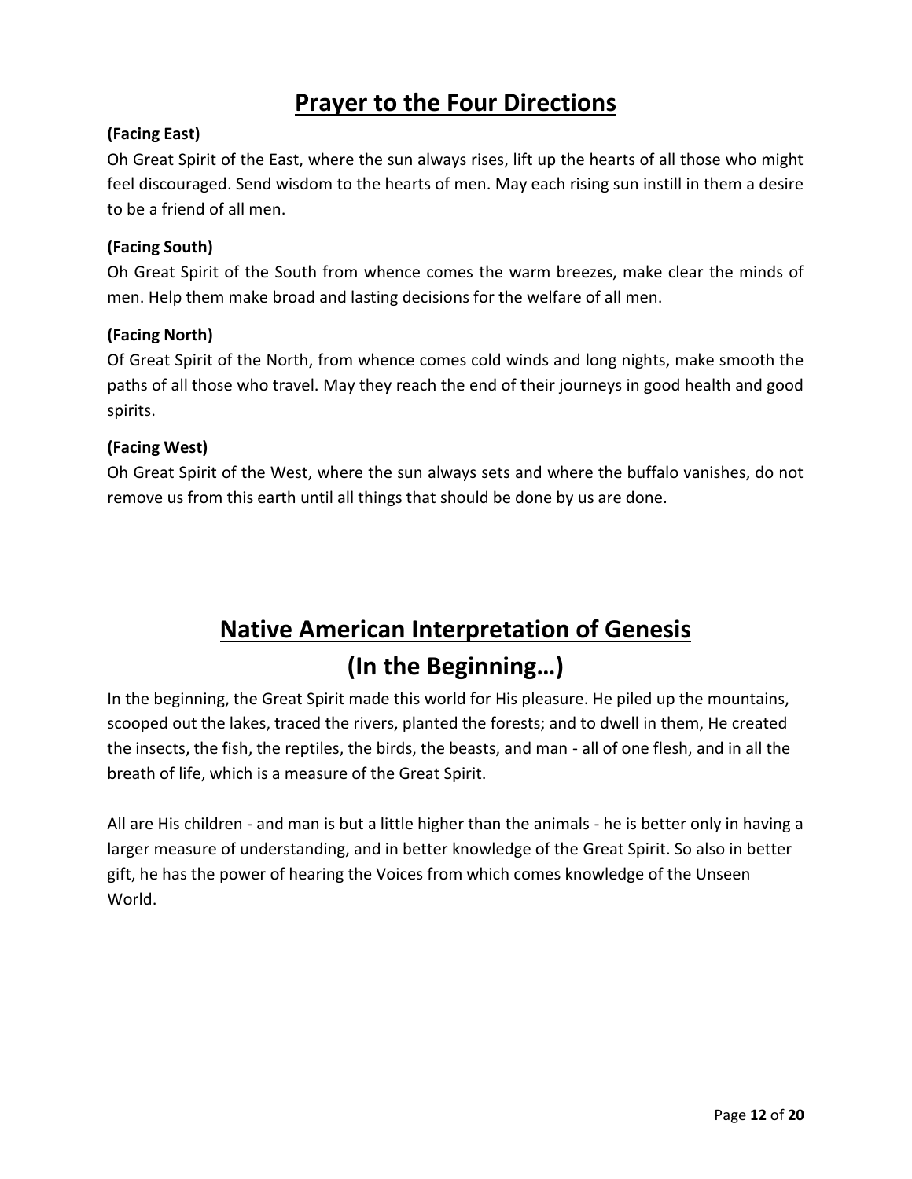# Prayer to the Four Directions

**(Facing East)**

Oh Great Spirit of the East, where the sun always rises, lift up the hearts of all those who might feel discouraged. Send wisdom to the hearts of men. May each rising sun instill in them a desire to be a friend of all men.

**(Facing South)**

Oh Great Spirit of the South from whence comes the warm breezes, make clear the minds of men. Help them make broad and lasting decisions for the welfare of all men.

**(Facing North)**

Of Great Spirit of the North, from whence comes cold winds and long nights, make smooth the paths of all those who travel. May they reach the end of their journeys in good health and good spirits.

**(Facing West)**

Oh Great Spirit of the West, where the sun always sets and where the buffalo vanishes, do not remove us from this earth until all things that should be done by us are done.

# Native American Interpretation of Genesis

## (In the Beginning…)

In the beginning, the Great Spirit made this world for His pleasure. He piled up the mountains, scooped out the lakes, traced the rivers, planted the forests; and to dwell in them, He created the insects, the fish, the reptiles, the birds, the beasts, and man - all of one flesh, and in all the breath of life, which is a measure of the Great Spirit.

All are His children - and man is but a little higher than the animals - he is better only in having a larger measure of understanding, and in better knowledge of the Great Spirit. So also in better gift, he has the power of hearing the Voices from which comes knowledge of the Unseen World.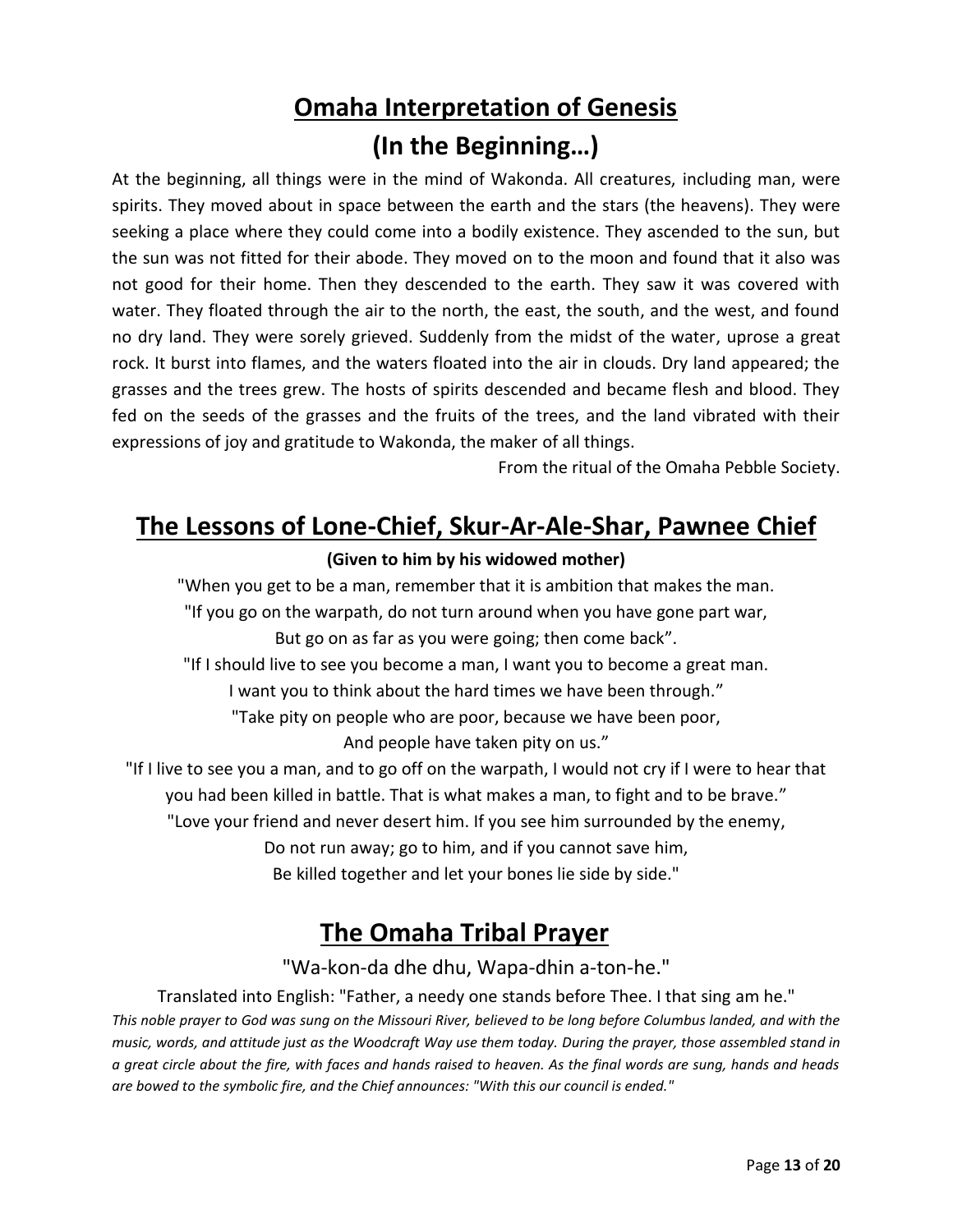# Omaha Interpretation of Genesis

# (In the Beginning…)

At the beginning, all things were in the mind of Wakonda. All creatures, including man, were spirits. They moved about in space between the earth and the stars (the heavens). They were seeking a place where they could come into a bodily existence. They ascended to the sun, but the sun was not fitted for their abode. They moved on to the moon and found that it also was not good for their home. Then they descended to the earth. They saw it was covered with water. They floated through the air to the north, the east, the south, and the west, and found no dry land. They were sorely grieved. Suddenly from the midst of the water, uprose a great rock. It burst into flames, and the waters floated into the air in clouds. Dry land appeared; the grasses and the trees grew. The hosts of spirits descended and became flesh and blood. They fed on the seeds of the grasses and the fruits of the trees, and the land vibrated with their expressions of joy and gratitude to Wakonda, the maker of all things.

From the ritual of the Omaha Pebble Society.

## The Lessons of Lone-Chief, Skur-Ar-Ale-Shar, Pawnee Chief

**(Given to him by his widowed mother)**

"When you get to be a man, remember that it is ambition that makes the man.
"If you go on the warpath, do not turn around when you have gone part war,
But go on as far as you were going; then come back".
"If I should live to see you become a man, I want you to become a great man.
I want you to think about the hard times we have been through."
"Take pity on people who are poor, because we have been poor,
And people have taken pity on us."
"If I live to see you a man, and to go off on the warpath, I would not cry if I were to hear that you had been killed in battle. That is what makes a man, to fight and to be brave."
"Love your friend and never desert him. If you see him surrounded by the enemy,
Do not run away; go to him, and if you cannot save him,
Be killed together and let your bones lie side by side."

## The Omaha Tribal Prayer

"Wa-kon-da dhe dhu, Wapa-dhin a-ton-he."

Translated into English: "Father, a needy one stands before Thee. I that sing am he."

*This noble prayer to God was sung on the Missouri River, believed to be long before Columbus landed, and with the music, words, and attitude just as the Woodcraft Way use them today. During the prayer, those assembled stand in a great circle about the fire, with faces and hands raised to heaven. As the final words are sung, hands and heads are bowed to the symbolic fire, and the Chief announces: "With this our council is ended."*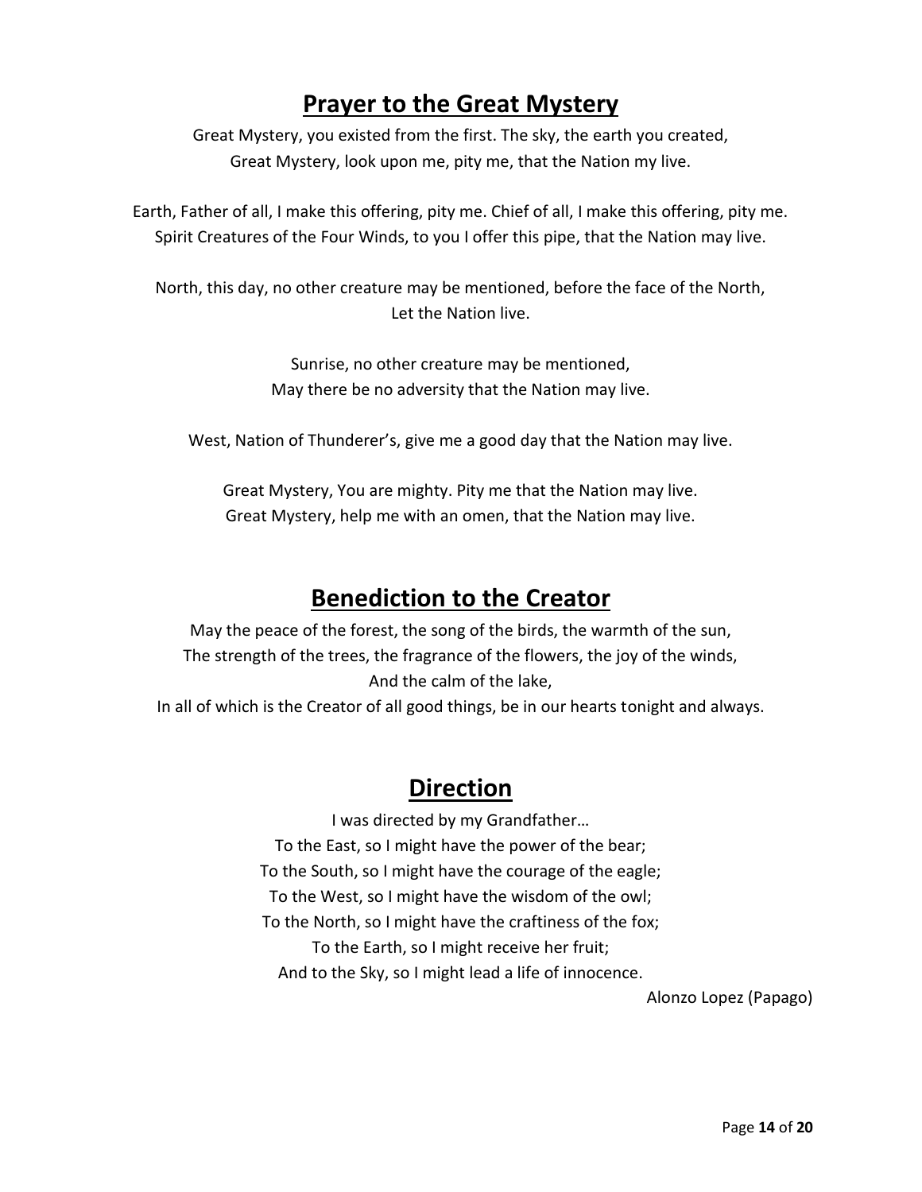## Prayer to the Great Mystery

Great Mystery, you existed from the first. The sky, the earth you created,
Great Mystery, look upon me, pity me, that the Nation my live.

Earth, Father of all, I make this offering, pity me. Chief of all, I make this offering, pity me.
Spirit Creatures of the Four Winds, to you I offer this pipe, that the Nation may live.

North, this day, no other creature may be mentioned, before the face of the North,
Let the Nation live.

Sunrise, no other creature may be mentioned,
May there be no adversity that the Nation may live.

West, Nation of Thunderer's, give me a good day that the Nation may live.

Great Mystery, You are mighty. Pity me that the Nation may live.
Great Mystery, help me with an omen, that the Nation may live.

## Benediction to the Creator

May the peace of the forest, the song of the birds, the warmth of the sun,
The strength of the trees, the fragrance of the flowers, the joy of the winds,
And the calm of the lake,
In all of which is the Creator of all good things, be in our hearts tonight and always.

## Direction

I was directed by my Grandfather…
To the East, so I might have the power of the bear;
To the South, so I might have the courage of the eagle;
To the West, so I might have the wisdom of the owl;
To the North, so I might have the craftiness of the fox;
To the Earth, so I might receive her fruit;
And to the Sky, so I might lead a life of innocence.

Alonzo Lopez (Papago)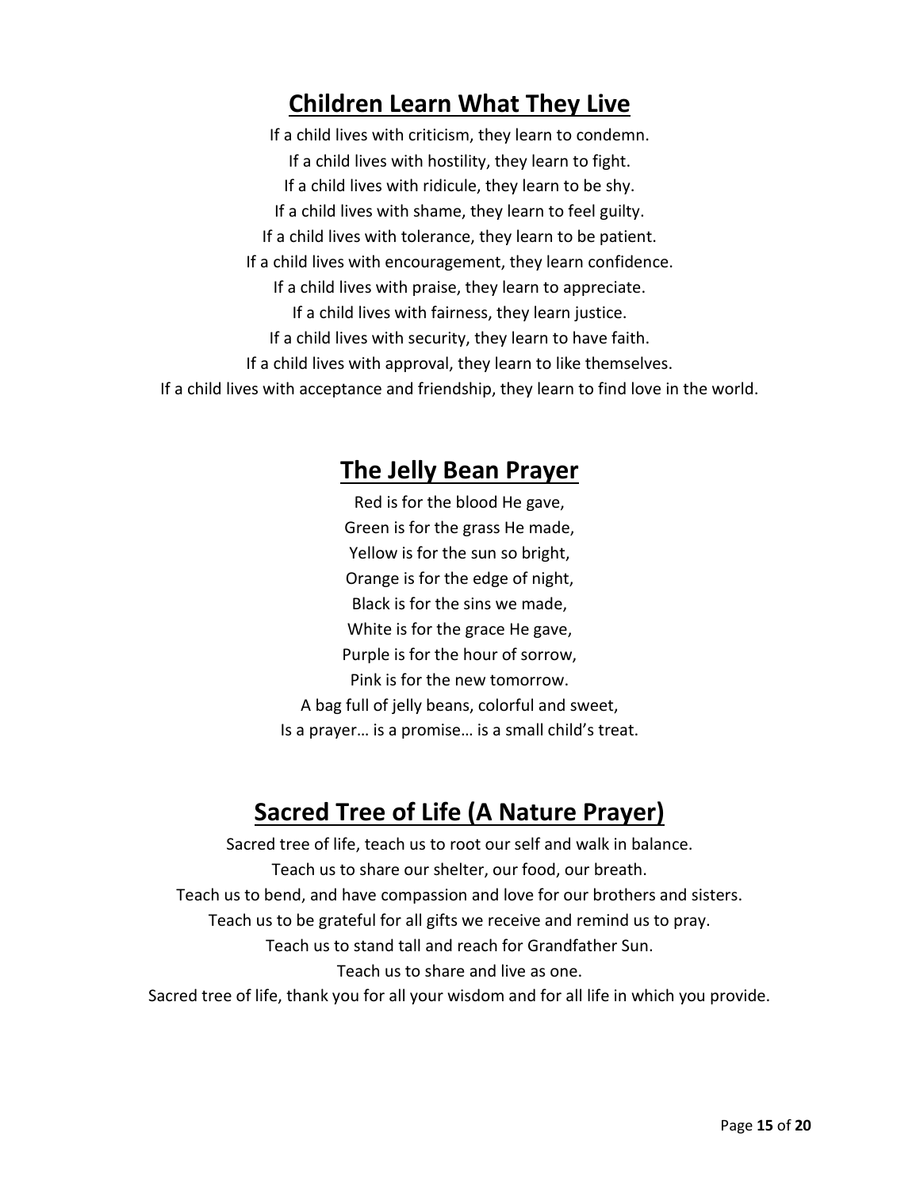## Children Learn What They Live

If a child lives with criticism, they learn to condemn.
If a child lives with hostility, they learn to fight.
If a child lives with ridicule, they learn to be shy.
If a child lives with shame, they learn to feel guilty.
If a child lives with tolerance, they learn to be patient.
If a child lives with encouragement, they learn confidence.
If a child lives with praise, they learn to appreciate.
If a child lives with fairness, they learn justice.
If a child lives with security, they learn to have faith.
If a child lives with approval, they learn to like themselves.
If a child lives with acceptance and friendship, they learn to find love in the world.

## The Jelly Bean Prayer

Red is for the blood He gave,
Green is for the grass He made,
Yellow is for the sun so bright,
Orange is for the edge of night,
Black is for the sins we made,
White is for the grace He gave,
Purple is for the hour of sorrow,
Pink is for the new tomorrow.
A bag full of jelly beans, colorful and sweet,
Is a prayer… is a promise… is a small child's treat.

## Sacred Tree of Life (A Nature Prayer)

Sacred tree of life, teach us to root our self and walk in balance.
Teach us to share our shelter, our food, our breath.
Teach us to bend, and have compassion and love for our brothers and sisters.
Teach us to be grateful for all gifts we receive and remind us to pray.
Teach us to stand tall and reach for Grandfather Sun.
Teach us to share and live as one.
Sacred tree of life, thank you for all your wisdom and for all life in which you provide.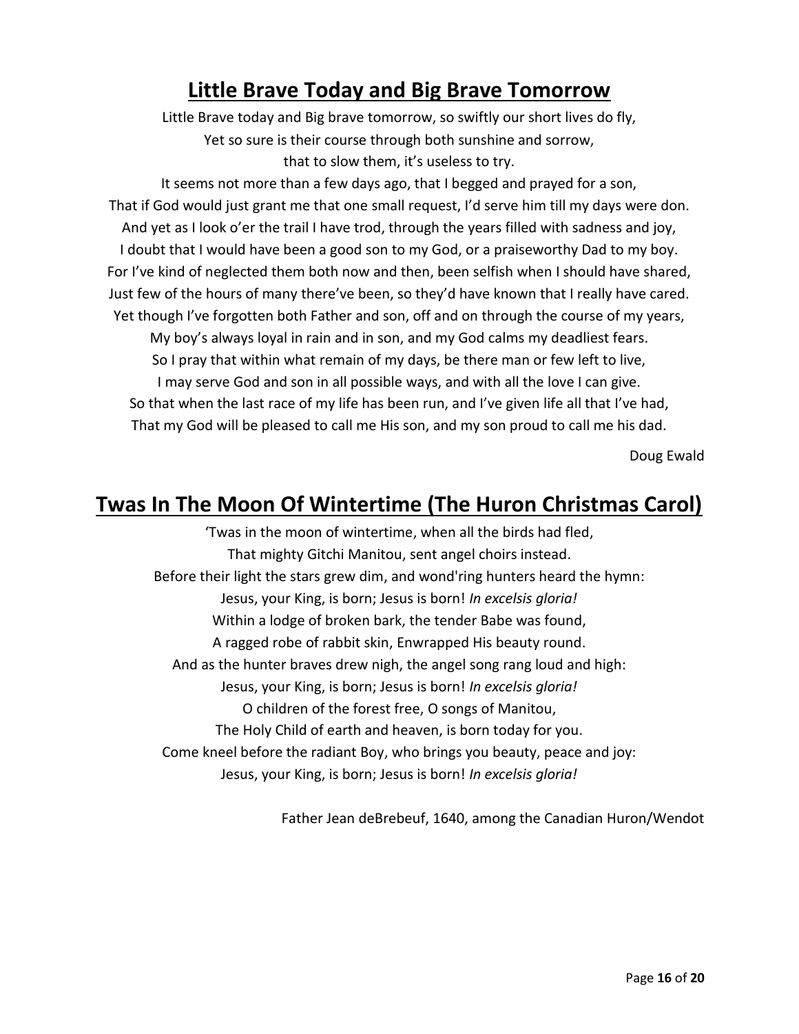## Little Brave Today and Big Brave Tomorrow

Little Brave today and Big brave tomorrow, so swiftly our short lives do fly,
Yet so sure is their course through both sunshine and sorrow,
that to slow them, it's useless to try.
It seems not more than a few days ago, that I begged and prayed for a son,
That if God would just grant me that one small request, I'd serve him till my days were don.
And yet as I look o'er the trail I have trod, through the years filled with sadness and joy,
I doubt that I would have been a good son to my God, or a praiseworthy Dad to my boy.
For I've kind of neglected them both now and then, been selfish when I should have shared,
Just few of the hours of many there've been, so they'd have known that I really have cared.
Yet though I've forgotten both Father and son, off and on through the course of my years,
My boy's always loyal in rain and in son, and my God calms my deadliest fears.
So I pray that within what remain of my days, be there man or few left to live,
I may serve God and son in all possible ways, and with all the love I can give.
So that when the last race of my life has been run, and I've given life all that I've had,
That my God will be pleased to call me His son, and my son proud to call me his dad.

Doug Ewald

## Twas In The Moon Of Wintertime (The Huron Christmas Carol)

'Twas in the moon of wintertime, when all the birds had fled,
That mighty Gitchi Manitou, sent angel choirs instead.
Before their light the stars grew dim, and wond'ring hunters heard the hymn:
Jesus, your King, is born; Jesus is born! *In excelsis gloria!*
Within a lodge of broken bark, the tender Babe was found,
A ragged robe of rabbit skin, Enwrapped His beauty round.
And as the hunter braves drew nigh, the angel song rang loud and high:
Jesus, your King, is born; Jesus is born! *In excelsis gloria!*
O children of the forest free, O songs of Manitou,
The Holy Child of earth and heaven, is born today for you.
Come kneel before the radiant Boy, who brings you beauty, peace and joy:
Jesus, your King, is born; Jesus is born! *In excelsis gloria!*

Father Jean deBrebeuf, 1640, among the Canadian Huron/Wendot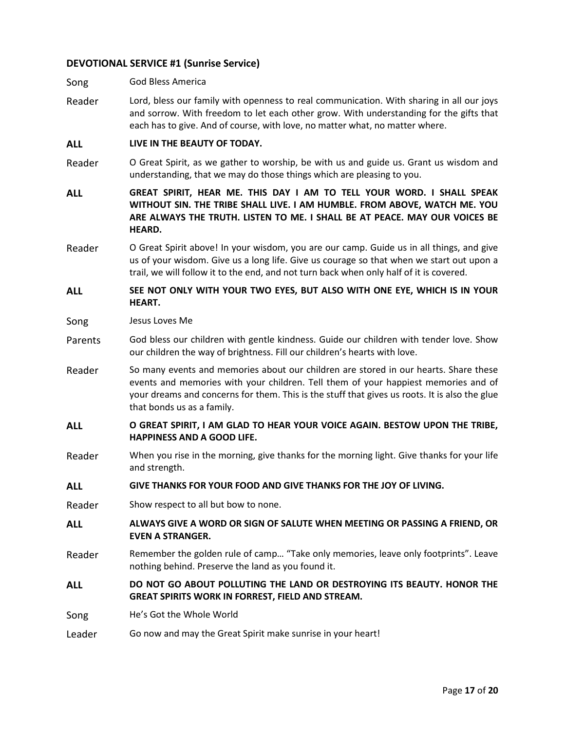### DEVOTIONAL SERVICE #1 (Sunrise Service)

Song God Bless America

Reader Lord, bless our family with openness to real communication. With sharing in all our joys and sorrow. With freedom to let each other grow. With understanding for the gifts that each has to give. And of course, with love, no matter what, no matter where.

**ALL LIVE IN THE BEAUTY OF TODAY.**

Reader O Great Spirit, as we gather to worship, be with us and guide us. Grant us wisdom and understanding, that we may do those things which are pleasing to you.

**ALL GREAT SPIRIT, HEAR ME. THIS DAY I AM TO TELL YOUR WORD. I SHALL SPEAK WITHOUT SIN. THE TRIBE SHALL LIVE. I AM HUMBLE. FROM ABOVE, WATCH ME. YOU ARE ALWAYS THE TRUTH. LISTEN TO ME. I SHALL BE AT PEACE. MAY OUR VOICES BE HEARD.**

Reader O Great Spirit above! In your wisdom, you are our camp. Guide us in all things, and give us of your wisdom. Give us a long life. Give us courage so that when we start out upon a trail, we will follow it to the end, and not turn back when only half of it is covered.

**ALL SEE NOT ONLY WITH YOUR TWO EYES, BUT ALSO WITH ONE EYE, WHICH IS IN YOUR HEART.**

Song Jesus Loves Me

Parents God bless our children with gentle kindness. Guide our children with tender love. Show our children the way of brightness. Fill our children's hearts with love.

Reader So many events and memories about our children are stored in our hearts. Share these events and memories with your children. Tell them of your happiest memories and of your dreams and concerns for them. This is the stuff that gives us roots. It is also the glue that bonds us as a family.

**ALL O GREAT SPIRIT, I AM GLAD TO HEAR YOUR VOICE AGAIN. BESTOW UPON THE TRIBE, HAPPINESS AND A GOOD LIFE.**

Reader When you rise in the morning, give thanks for the morning light. Give thanks for your life and strength.

**ALL GIVE THANKS FOR YOUR FOOD AND GIVE THANKS FOR THE JOY OF LIVING.**

Reader Show respect to all but bow to none.

**ALL ALWAYS GIVE A WORD OR SIGN OF SALUTE WHEN MEETING OR PASSING A FRIEND, OR EVEN A STRANGER.**

Reader Remember the golden rule of camp… "Take only memories, leave only footprints". Leave nothing behind. Preserve the land as you found it.

**ALL DO NOT GO ABOUT POLLUTING THE LAND OR DESTROYING ITS BEAUTY. HONOR THE GREAT SPIRITS WORK IN FORREST, FIELD AND STREAM.**

Song He's Got the Whole World

Leader Go now and may the Great Spirit make sunrise in your heart!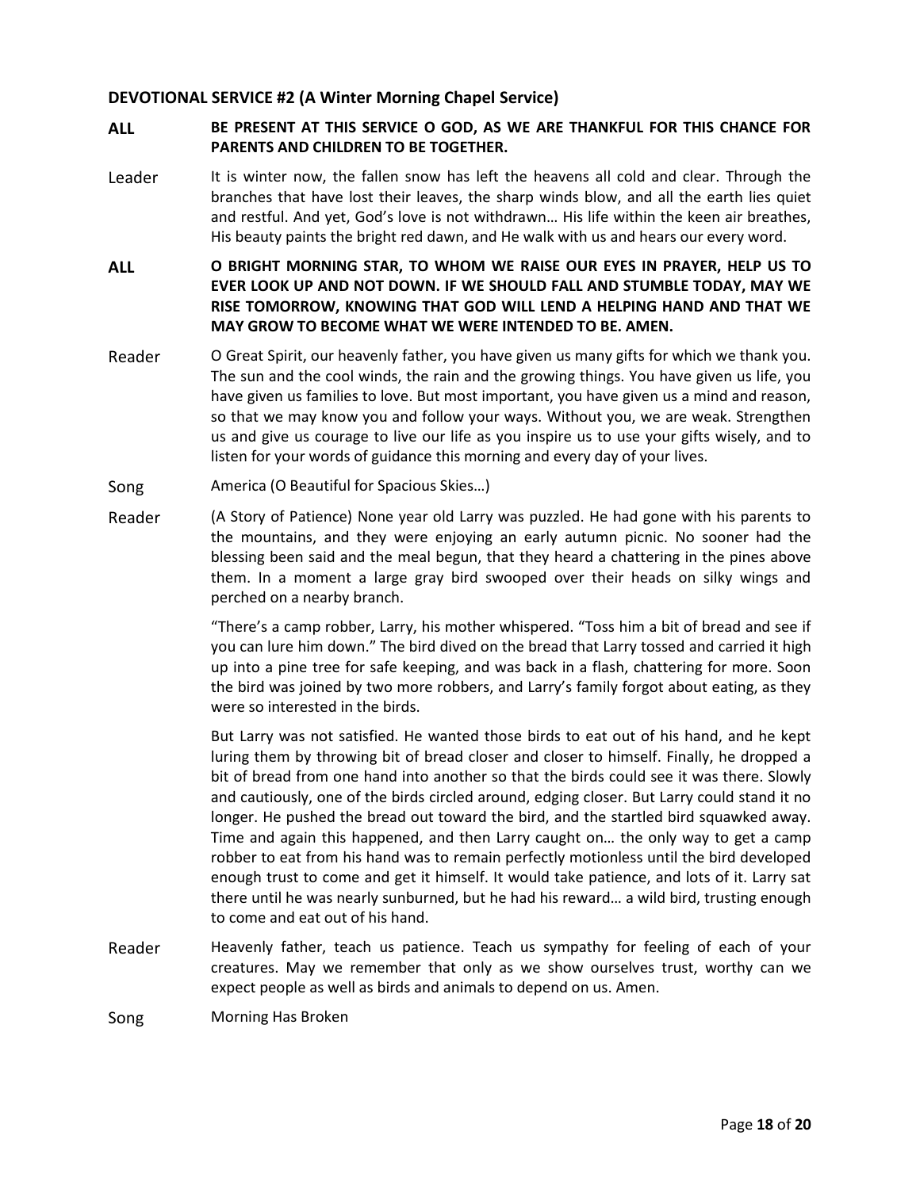### DEVOTIONAL SERVICE #2 (A Winter Morning Chapel Service)

**ALL** **BE PRESENT AT THIS SERVICE O GOD, AS WE ARE THANKFUL FOR THIS CHANCE FOR PARENTS AND CHILDREN TO BE TOGETHER.**

Leader It is winter now, the fallen snow has left the heavens all cold and clear. Through the branches that have lost their leaves, the sharp winds blow, and all the earth lies quiet and restful. And yet, God's love is not withdrawn… His life within the keen air breathes, His beauty paints the bright red dawn, and He walk with us and hears our every word.

**ALL** **O BRIGHT MORNING STAR, TO WHOM WE RAISE OUR EYES IN PRAYER, HELP US TO EVER LOOK UP AND NOT DOWN. IF WE SHOULD FALL AND STUMBLE TODAY, MAY WE RISE TOMORROW, KNOWING THAT GOD WILL LEND A HELPING HAND AND THAT WE MAY GROW TO BECOME WHAT WE WERE INTENDED TO BE. AMEN.**

Reader O Great Spirit, our heavenly father, you have given us many gifts for which we thank you. The sun and the cool winds, the rain and the growing things. You have given us life, you have given us families to love. But most important, you have given us a mind and reason, so that we may know you and follow your ways. Without you, we are weak. Strengthen us and give us courage to live our life as you inspire us to use your gifts wisely, and to listen for your words of guidance this morning and every day of your lives.

Song America (O Beautiful for Spacious Skies…)

Reader (A Story of Patience) None year old Larry was puzzled. He had gone with his parents to the mountains, and they were enjoying an early autumn picnic. No sooner had the blessing been said and the meal begun, that they heard a chattering in the pines above them. In a moment a large gray bird swooped over their heads on silky wings and perched on a nearby branch.

"There's a camp robber, Larry, his mother whispered. "Toss him a bit of bread and see if you can lure him down." The bird dived on the bread that Larry tossed and carried it high up into a pine tree for safe keeping, and was back in a flash, chattering for more. Soon the bird was joined by two more robbers, and Larry's family forgot about eating, as they were so interested in the birds.

But Larry was not satisfied. He wanted those birds to eat out of his hand, and he kept luring them by throwing bit of bread closer and closer to himself. Finally, he dropped a bit of bread from one hand into another so that the birds could see it was there. Slowly and cautiously, one of the birds circled around, edging closer. But Larry could stand it no longer. He pushed the bread out toward the bird, and the startled bird squawked away. Time and again this happened, and then Larry caught on… the only way to get a camp robber to eat from his hand was to remain perfectly motionless until the bird developed enough trust to come and get it himself. It would take patience, and lots of it. Larry sat there until he was nearly sunburned, but he had his reward… a wild bird, trusting enough to come and eat out of his hand.

Reader Heavenly father, teach us patience. Teach us sympathy for feeling of each of your creatures. May we remember that only as we show ourselves trust, worthy can we expect people as well as birds and animals to depend on us. Amen.

Song Morning Has Broken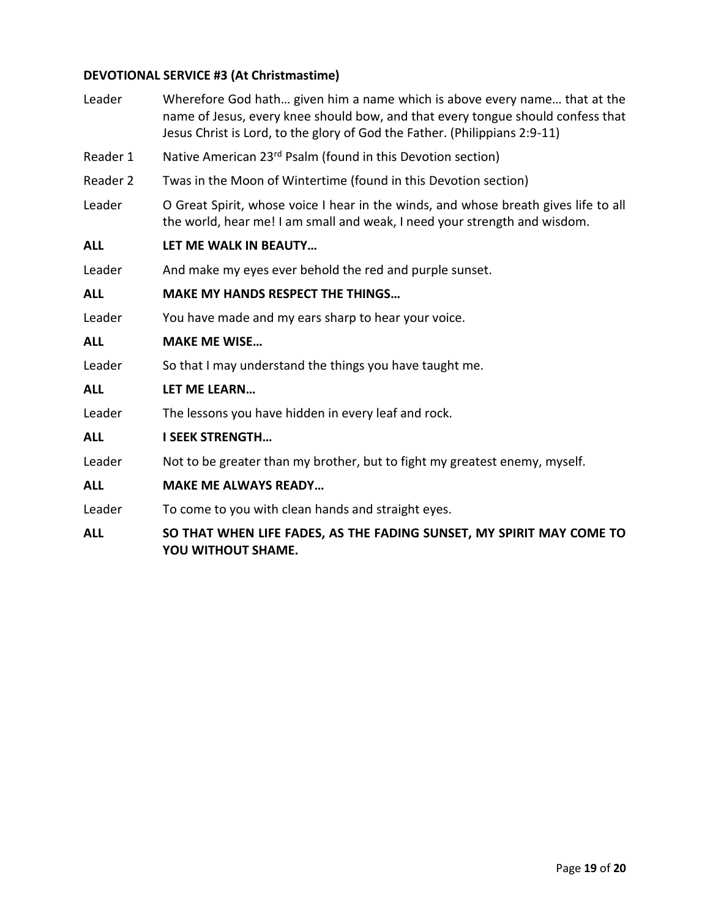**DEVOTIONAL SERVICE #3 (At Christmastime)**

| | |
|---|---|
| Leader | Wherefore God hath… given him a name which is above every name… that at the name of Jesus, every knee should bow, and that every tongue should confess that Jesus Christ is Lord, to the glory of God the Father. (Philippians 2:9-11) |
| Reader 1 | Native American 23rd Psalm (found in this Devotion section) |
| Reader 2 | Twas in the Moon of Wintertime (found in this Devotion section) |
| Leader | O Great Spirit, whose voice I hear in the winds, and whose breath gives life to all the world, hear me! I am small and weak, I need your strength and wisdom. |
| **ALL** | **LET ME WALK IN BEAUTY…** |
| Leader | And make my eyes ever behold the red and purple sunset. |
| **ALL** | **MAKE MY HANDS RESPECT THE THINGS…** |
| Leader | You have made and my ears sharp to hear your voice. |
| **ALL** | **MAKE ME WISE…** |
| Leader | So that I may understand the things you have taught me. |
| **ALL** | **LET ME LEARN…** |
| Leader | The lessons you have hidden in every leaf and rock. |
| **ALL** | **I SEEK STRENGTH…** |
| Leader | Not to be greater than my brother, but to fight my greatest enemy, myself. |
| **ALL** | **MAKE ME ALWAYS READY…** |
| Leader | To come to you with clean hands and straight eyes. |
| **ALL** | **SO THAT WHEN LIFE FADES, AS THE FADING SUNSET, MY SPIRIT MAY COME TO YOU WITHOUT SHAME.** |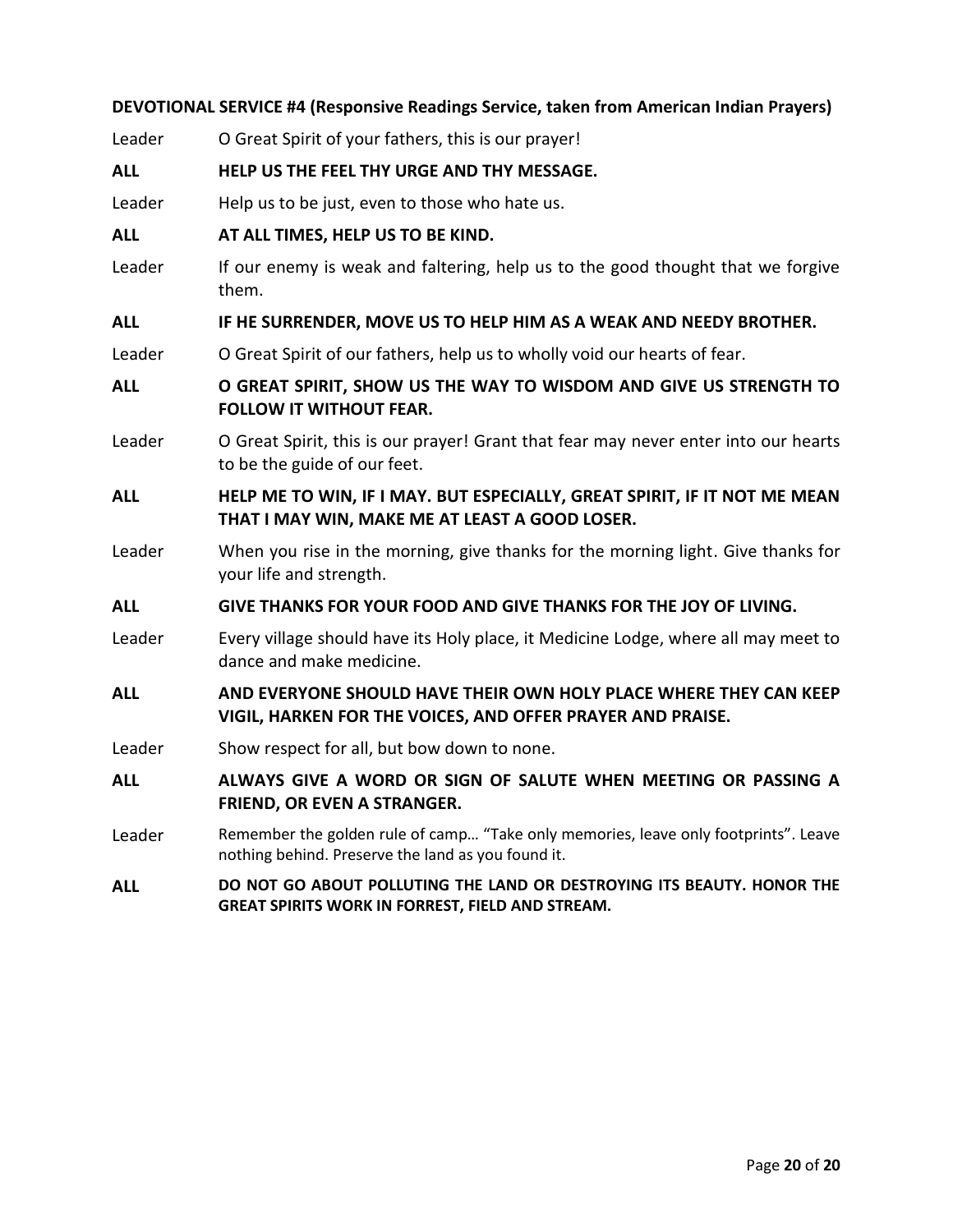**DEVOTIONAL SERVICE #4 (Responsive Readings Service, taken from American Indian Prayers)**

Leader O Great Spirit of your fathers, this is our prayer!

**ALL HELP US THE FEEL THY URGE AND THY MESSAGE.**

Leader Help us to be just, even to those who hate us.

**ALL AT ALL TIMES, HELP US TO BE KIND.**

Leader If our enemy is weak and faltering, help us to the good thought that we forgive them.

**ALL IF HE SURRENDER, MOVE US TO HELP HIM AS A WEAK AND NEEDY BROTHER.**

Leader O Great Spirit of our fathers, help us to wholly void our hearts of fear.

**ALL O GREAT SPIRIT, SHOW US THE WAY TO WISDOM AND GIVE US STRENGTH TO FOLLOW IT WITHOUT FEAR.**

Leader O Great Spirit, this is our prayer! Grant that fear may never enter into our hearts to be the guide of our feet.

**ALL HELP ME TO WIN, IF I MAY. BUT ESPECIALLY, GREAT SPIRIT, IF IT NOT ME MEAN THAT I MAY WIN, MAKE ME AT LEAST A GOOD LOSER.**

Leader When you rise in the morning, give thanks for the morning light. Give thanks for your life and strength.

**ALL GIVE THANKS FOR YOUR FOOD AND GIVE THANKS FOR THE JOY OF LIVING.**

Leader Every village should have its Holy place, it Medicine Lodge, where all may meet to dance and make medicine.

**ALL AND EVERYONE SHOULD HAVE THEIR OWN HOLY PLACE WHERE THEY CAN KEEP VIGIL, HARKEN FOR THE VOICES, AND OFFER PRAYER AND PRAISE.**

Leader Show respect for all, but bow down to none.

**ALL ALWAYS GIVE A WORD OR SIGN OF SALUTE WHEN MEETING OR PASSING A FRIEND, OR EVEN A STRANGER.**

Leader Remember the golden rule of camp… "Take only memories, leave only footprints". Leave nothing behind. Preserve the land as you found it.

**ALL DO NOT GO ABOUT POLLUTING THE LAND OR DESTROYING ITS BEAUTY. HONOR THE GREAT SPIRITS WORK IN FORREST, FIELD AND STREAM.**